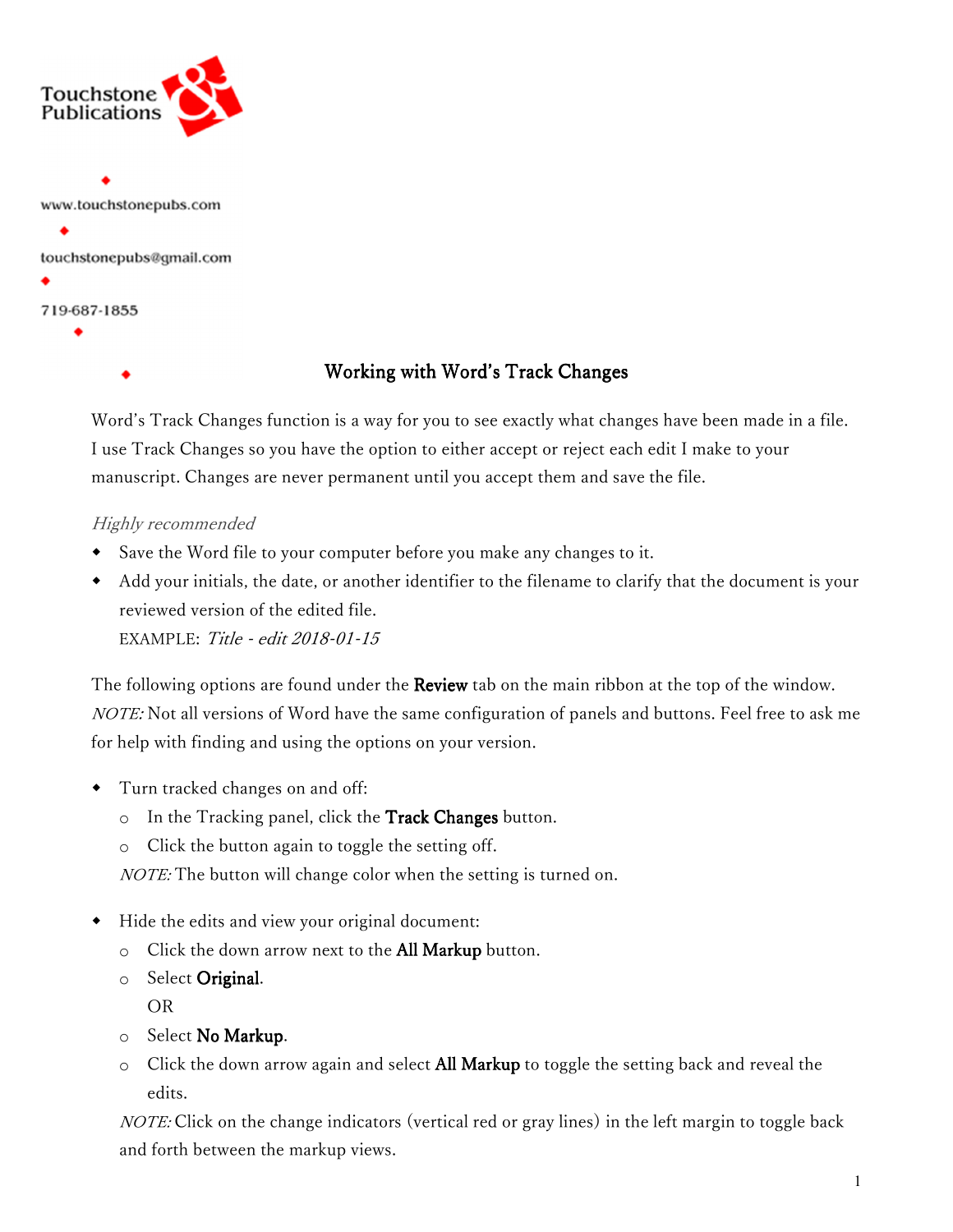Touchstone Publications

www.touchstonepubs.com

touchstonepubs@gmail.com

719-687-1855

# Working with Word's Track Changes

Word's Track Changes function is a way for you to see exactly what changes have been made in a file. I use Track Changes so you have the option to either accept or reject each edit I make to your manuscript. Changes are never permanent until you accept them and save the file.

*Highly recommended*

- Save the Word file to your computer before you make any changes to it.
- Add your initials, the date, or another identifier to the filename to clarify that the document is your reviewed version of the edited file.
  EXAMPLE: *Title - edit 2018-01-15*

The following options are found under the **Review** tab on the main ribbon at the top of the window.
*NOTE:* Not all versions of Word have the same configuration of panels and buttons. Feel free to ask me for help with finding and using the options on your version.

- Turn tracked changes on and off:
  - In the Tracking panel, click the **Track Changes** button.
  - Click the button again to toggle the setting off.

  *NOTE:* The button will change color when the setting is turned on.

- Hide the edits and view your original document:
  - Click the down arrow next to the **All Markup** button.
  - Select **Original**.
    OR
  - Select **No Markup**.
  - Click the down arrow again and select **All Markup** to toggle the setting back and reveal the edits.

  *NOTE:* Click on the change indicators (vertical red or gray lines) in the left margin to toggle back and forth between the markup views.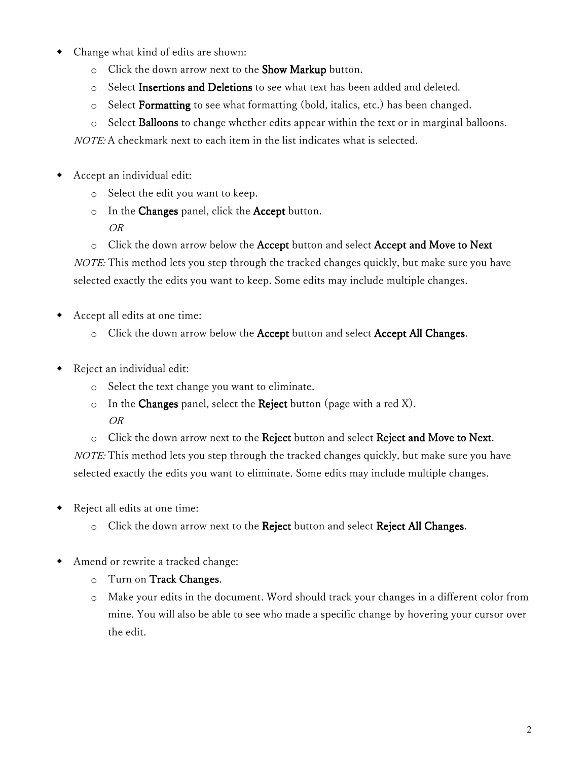- Change what kind of edits are shown:
  - Click the down arrow next to the **Show Markup** button.
  - Select **Insertions and Deletions** to see what text has been added and deleted.
  - Select **Formatting** to see what formatting (bold, italics, etc.) has been changed.
  - Select **Balloons** to change whether edits appear within the text or in marginal balloons.

  *NOTE:* A checkmark next to each item in the list indicates what is selected.

- Accept an individual edit:
  - Select the edit you want to keep.
  - In the **Changes** panel, click the **Accept** button.
    *OR*
  - Click the down arrow below the **Accept** button and select **Accept and Move to Next**

  *NOTE:* This method lets you step through the tracked changes quickly, but make sure you have selected exactly the edits you want to keep. Some edits may include multiple changes.

- Accept all edits at one time:
  - Click the down arrow below the **Accept** button and select **Accept All Changes**.

- Reject an individual edit:
  - Select the text change you want to eliminate.
  - In the **Changes** panel, select the **Reject** button (page with a red X).
    *OR*
  - Click the down arrow next to the **Reject** button and select **Reject and Move to Next**.

  *NOTE:* This method lets you step through the tracked changes quickly, but make sure you have selected exactly the edits you want to eliminate. Some edits may include multiple changes.

- Reject all edits at one time:
  - Click the down arrow next to the **Reject** button and select **Reject All Changes**.

- Amend or rewrite a tracked change:
  - Turn on **Track Changes**.
  - Make your edits in the document. Word should track your changes in a different color from mine. You will also be able to see who made a specific change by hovering your cursor over the edit.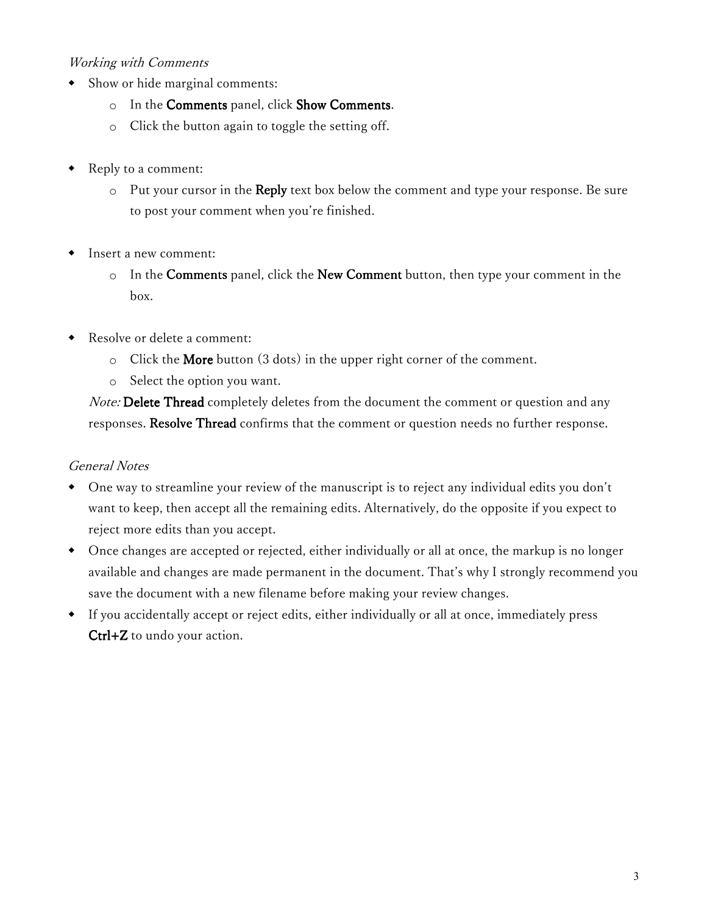*Working with Comments*

- Show or hide marginal comments:
  - In the **Comments** panel, click **Show Comments**.
  - Click the button again to toggle the setting off.

- Reply to a comment:
  - Put your cursor in the **Reply** text box below the comment and type your response. Be sure to post your comment when you're finished.

- Insert a new comment:
  - In the **Comments** panel, click the **New Comment** button, then type your comment in the box.

- Resolve or delete a comment:
  - Click the **More** button (3 dots) in the upper right corner of the comment.
  - Select the option you want.

  *Note:* **Delete Thread** completely deletes from the document the comment or question and any responses. **Resolve Thread** confirms that the comment or question needs no further response.

*General Notes*

- One way to streamline your review of the manuscript is to reject any individual edits you don't want to keep, then accept all the remaining edits. Alternatively, do the opposite if you expect to reject more edits than you accept.
- Once changes are accepted or rejected, either individually or all at once, the markup is no longer available and changes are made permanent in the document. That's why I strongly recommend you save the document with a new filename before making your review changes.
- If you accidentally accept or reject edits, either individually or all at once, immediately press **Ctrl+Z** to undo your action.